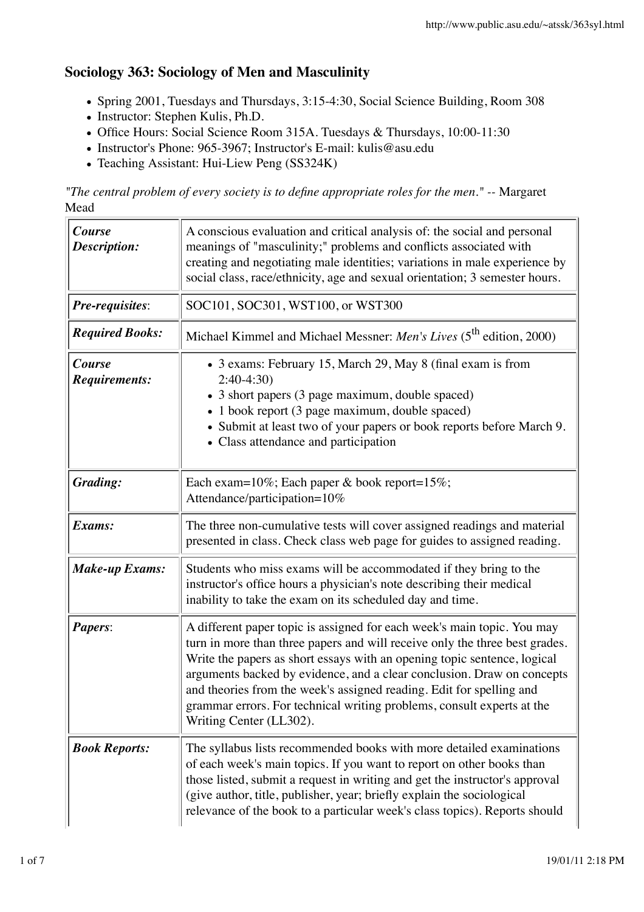# Sociology 363: Sociology of Men and Masculinity

- Spring 2001, Tuesdays and Thursdays, 3:15-4:30, Social Science Building, Room 308
- Instructor: Stephen Kulis, Ph.D.
- Office Hours: Social Science Room 315A. Tuesdays & Thursdays, 10:00-11:30
- Instructor's Phone: 965-3967; Instructor's E-mail: kulis@asu.edu
- Teaching Assistant: Hui-Liew Peng (SS324K)

*"The central problem of every society is to define appropriate roles for the men."* -- Margaret Mead

| | |
|---|---|
| ***Course Description:*** | A conscious evaluation and critical analysis of: the social and personal meanings of "masculinity;" problems and conflicts associated with creating and negotiating male identities; variations in male experience by social class, race/ethnicity, age and sexual orientation; 3 semester hours. |
| ***Pre-requisites***: | SOC101, SOC301, WST100, or WST300 |
| ***Required Books:*** | Michael Kimmel and Michael Messner: *Men's Lives* (5th edition, 2000) |
| ***Course Requirements:*** | • 3 exams: February 15, March 29, May 8 (final exam is from 2:40-4:30)<br>• 3 short papers (3 page maximum, double spaced)<br>• 1 book report (3 page maximum, double spaced)<br>• Submit at least two of your papers or book reports before March 9.<br>• Class attendance and participation |
| ***Grading:*** | Each exam=10%; Each paper & book report=15%; Attendance/participation=10% |
| ***Exams:*** | The three non-cumulative tests will cover assigned readings and material presented in class. Check class web page for guides to assigned reading. |
| ***Make-up Exams:*** | Students who miss exams will be accommodated if they bring to the instructor's office hours a physician's note describing their medical inability to take the exam on its scheduled day and time. |
| ***Papers***: | A different paper topic is assigned for each week's main topic. You may turn in more than three papers and will receive only the three best grades. Write the papers as short essays with an opening topic sentence, logical arguments backed by evidence, and a clear conclusion. Draw on concepts and theories from the week's assigned reading. Edit for spelling and grammar errors. For technical writing problems, consult experts at the Writing Center (LL302). |
| ***Book Reports:*** | The syllabus lists recommended books with more detailed examinations of each week's main topics. If you want to report on other books than those listed, submit a request in writing and get the instructor's approval (give author, title, publisher, year; briefly explain the sociological relevance of the book to a particular week's class topics). Reports should |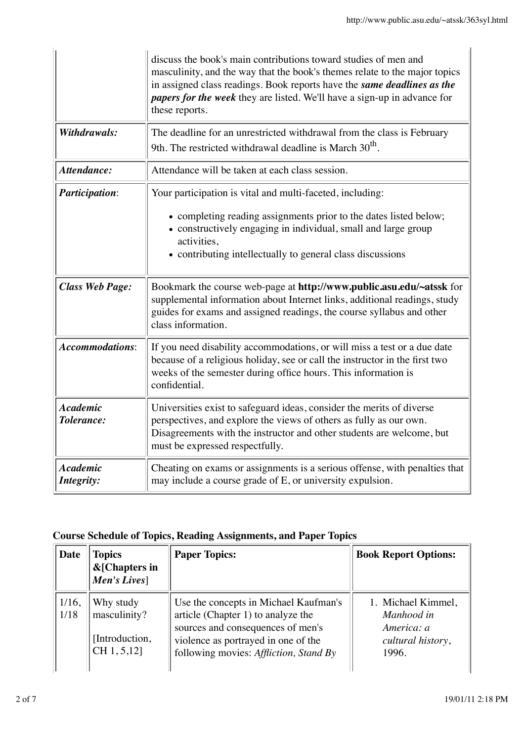| | |
|---|---|
| | discuss the book's main contributions toward studies of men and masculinity, and the way that the book's themes relate to the major topics in assigned class readings. Book reports have the ***same deadlines as the papers for the week*** they are listed. We'll have a sign-up in advance for these reports. |
| ***Withdrawals:*** | The deadline for an unrestricted withdrawal from the class is February 9th. The restricted withdrawal deadline is March 30th. |
| ***Attendance:*** | Attendance will be taken at each class session. |
| ***Participation***: | Your participation is vital and multi-faceted, including: <br>• completing reading assignments prior to the dates listed below; <br>• constructively engaging in individual, small and large group activities, <br>• contributing intellectually to general class discussions |
| ***Class Web Page:*** | Bookmark the course web-page at **http://www.public.asu.edu/~atssk** for supplemental information about Internet links, additional readings, study guides for exams and assigned readings, the course syllabus and other class information. |
| ***Accommodations***: | If you need disability accommodations, or will miss a test or a due date because of a religious holiday, see or call the instructor in the first two weeks of the semester during office hours. This information is confidential. |
| ***Academic Tolerance:*** | Universities exist to safeguard ideas, consider the merits of diverse perspectives, and explore the views of others as fully as our own. Disagreements with the instructor and other students are welcome, but must be expressed respectfully. |
| ***Academic Integrity:*** | Cheating on exams or assignments is a serious offense, with penalties that may include a course grade of E, or university expulsion. |

**Course Schedule of Topics, Reading Assignments, and Paper Topics**

| Date | Topics &[Chapters in *Men's Lives*] | Paper Topics: | Book Report Options: |
|---|---|---|---|
| 1/16, 1/18 | Why study masculinity? <br><br>[Introduction, CH 1, 5,12] | Use the concepts in Michael Kaufman's article (Chapter 1) to analyze the sources and consequences of men's violence as portrayed in one of the following movies: *Affliction, Stand By* | 1. Michael Kimmel, *Manhood in America: a cultural history*, 1996. |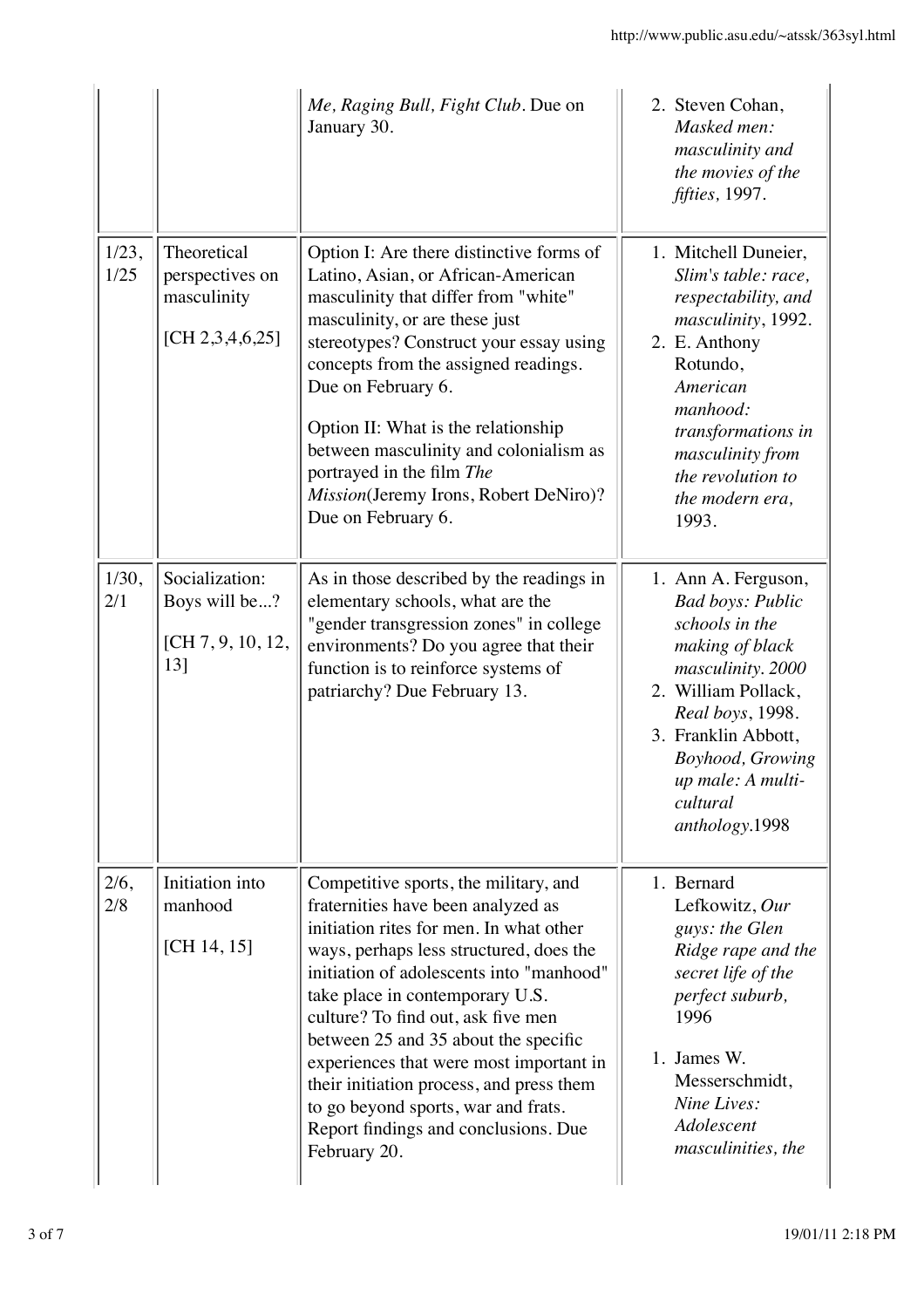| | | | |
|---|---|---|---|
| | | *Me, Raging Bull, Fight Club*. Due on January 30. | 2. Steven Cohan, *Masked men: masculinity and the movies of the fifties,* 1997. |
| 1/23, 1/25 | Theoretical perspectives on masculinity<br><br>[CH 2,3,4,6,25] | Option I: Are there distinctive forms of Latino, Asian, or African-American masculinity that differ from "white" masculinity, or are these just stereotypes? Construct your essay using concepts from the assigned readings. Due on February 6.<br><br>Option II: What is the relationship between masculinity and colonialism as portrayed in the film *The Mission*(Jeremy Irons, Robert DeNiro)? Due on February 6. | 1. Mitchell Duneier, *Slim's table: race, respectability, and masculinity*, 1992.<br>2. E. Anthony Rotundo, *American manhood: transformations in masculinity from the revolution to the modern era,* 1993. |
| 1/30, 2/1 | Socialization: Boys will be...?<br><br>[CH 7, 9, 10, 12, 13] | As in those described by the readings in elementary schools, what are the "gender transgression zones" in college environments? Do you agree that their function is to reinforce systems of patriarchy? Due February 13. | 1. Ann A. Ferguson, *Bad boys: Public schools in the making of black masculinity. 2000*<br>2. William Pollack, *Real boys*, 1998.<br>3. Franklin Abbott, *Boyhood, Growing up male: A multi-cultural anthology*.1998 |
| 2/6, 2/8 | Initiation into manhood<br><br>[CH 14, 15] | Competitive sports, the military, and fraternities have been analyzed as initiation rites for men. In what other ways, perhaps less structured, does the initiation of adolescents into "manhood" take place in contemporary U.S. culture? To find out, ask five men between 25 and 35 about the specific experiences that were most important in their initiation process, and press them to go beyond sports, war and frats. Report findings and conclusions. Due February 20. | 1. Bernard Lefkowitz, *Our guys: the Glen Ridge rape and the secret life of the perfect suburb,* 1996<br><br>1. James W. Messerschmidt, *Nine Lives: Adolescent masculinities, the* |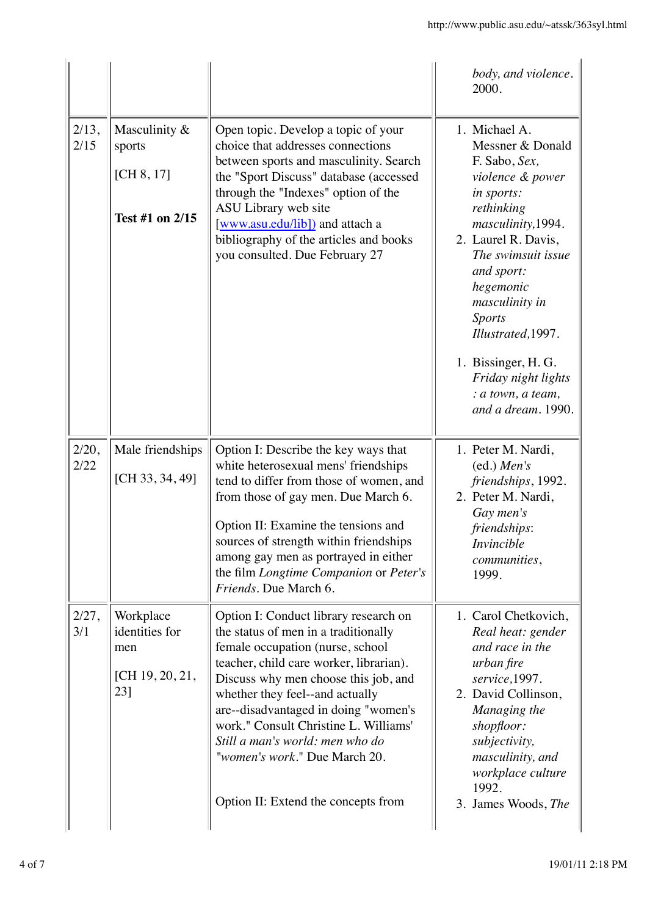| | | | |
|---|---|---|---|
| | | | *body, and violence*. 2000. |
| 2/13, 2/15 | Masculinity & sports<br><br>[CH 8, 17]<br><br>**Test #1 on 2/15** | Open topic. Develop a topic of your choice that addresses connections between sports and masculinity. Search the "Sport Discuss" database (accessed through the "Indexes" option of the ASU Library web site [www.asu.edu/lib]) and attach a bibliography of the articles and books you consulted. Due February 27 | 1. Michael A. Messner & Donald F. Sabo, *Sex, violence & power in sports: rethinking masculinity*,1994.<br>2. Laurel R. Davis, *The swimsuit issue and sport: hegemonic masculinity in Sports Illustrated*,1997.<br><br>1. Bissinger, H. G. *Friday night lights : a town, a team, and a dream*. 1990. |
| 2/20, 2/22 | Male friendships<br><br>[CH 33, 34, 49] | Option I: Describe the key ways that white heterosexual mens' friendships tend to differ from those of women, and from those of gay men. Due March 6.<br><br>Option II: Examine the tensions and sources of strength within friendships among gay men as portrayed in either the film *Longtime Companion* or *Peter's Friends*. Due March 6. | 1. Peter M. Nardi, (ed.) *Men's friendships*, 1992.<br>2. Peter M. Nardi, *Gay men's friendships: Invincible communities*, 1999. |
| 2/27, 3/1 | Workplace identities for men<br><br>[CH 19, 20, 21, 23] | Option I: Conduct library research on the status of men in a traditionally female occupation (nurse, school teacher, child care worker, librarian). Discuss why men choose this job, and whether they feel--and actually are--disadvantaged in doing "women's work." Consult Christine L. Williams' *Still a man's world: men who do "women's work*." Due March 20.<br><br>Option II: Extend the concepts from | 1. Carol Chetkovich, *Real heat: gender and race in the urban fire service*,1997.<br>2. David Collinson, *Managing the shopfloor: subjectivity, masculinity, and workplace culture* 1992.<br>3. James Woods, *The* |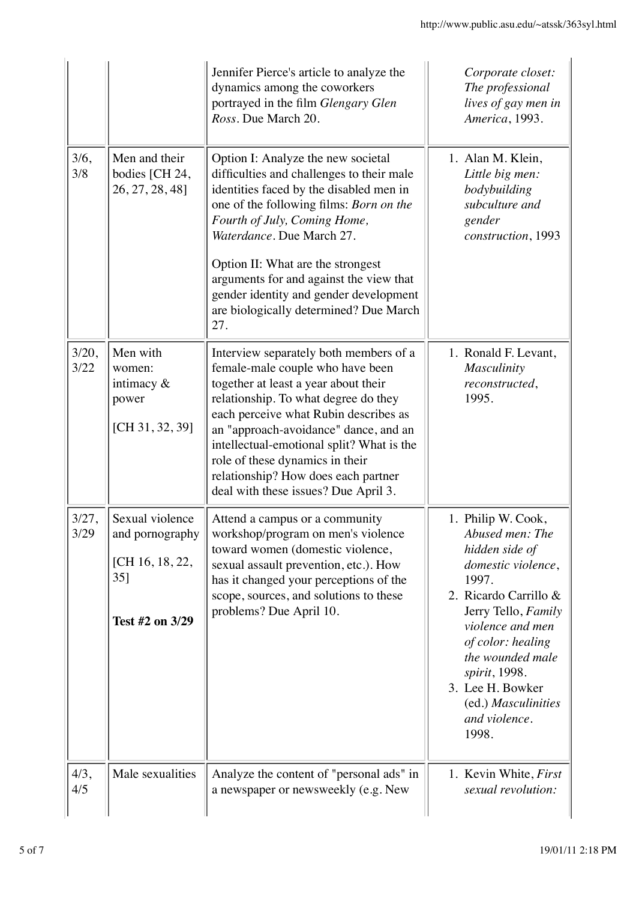| | | | |
|---|---|---|---|
| | | Jennifer Pierce's article to analyze the dynamics among the coworkers portrayed in the film *Glengary Glen Ross*. Due March 20. | *Corporate closet: The professional lives of gay men in America*, 1993. |
| 3/6, 3/8 | Men and their bodies [CH 24, 26, 27, 28, 48] | Option I: Analyze the new societal difficulties and challenges to their male identities faced by the disabled men in one of the following films: *Born on the Fourth of July, Coming Home, Waterdance*. Due March 27.<br><br>Option II: What are the strongest arguments for and against the view that gender identity and gender development are biologically determined? Due March 27. | 1. Alan M. Klein, *Little big men: bodybuilding subculture and gender construction*, 1993 |
| 3/20, 3/22 | Men with women: intimacy & power<br><br>[CH 31, 32, 39] | Interview separately both members of a female-male couple who have been together at least a year about their relationship. To what degree do they each perceive what Rubin describes as an "approach-avoidance" dance, and an intellectual-emotional split? What is the role of these dynamics in their relationship? How does each partner deal with these issues? Due April 3. | 1. Ronald F. Levant, *Masculinity reconstructed*, 1995. |
| 3/27, 3/29 | Sexual violence and pornography<br><br>[CH 16, 18, 22, 35]<br><br>**Test #2 on 3/29** | Attend a campus or a community workshop/program on men's violence toward women (domestic violence, sexual assault prevention, etc.). How has it changed your perceptions of the scope, sources, and solutions to these problems? Due April 10. | 1. Philip W. Cook, *Abused men: The hidden side of domestic violence*, 1997.<br>2. Ricardo Carrillo & Jerry Tello, *Family violence and men of color: healing the wounded male spirit*, 1998.<br>3. Lee H. Bowker (ed.) *Masculinities and violence*. 1998. |
| 4/3, 4/5 | Male sexualities | Analyze the content of "personal ads" in a newspaper or newsweekly (e.g. New | 1. Kevin White, *First sexual revolution:* |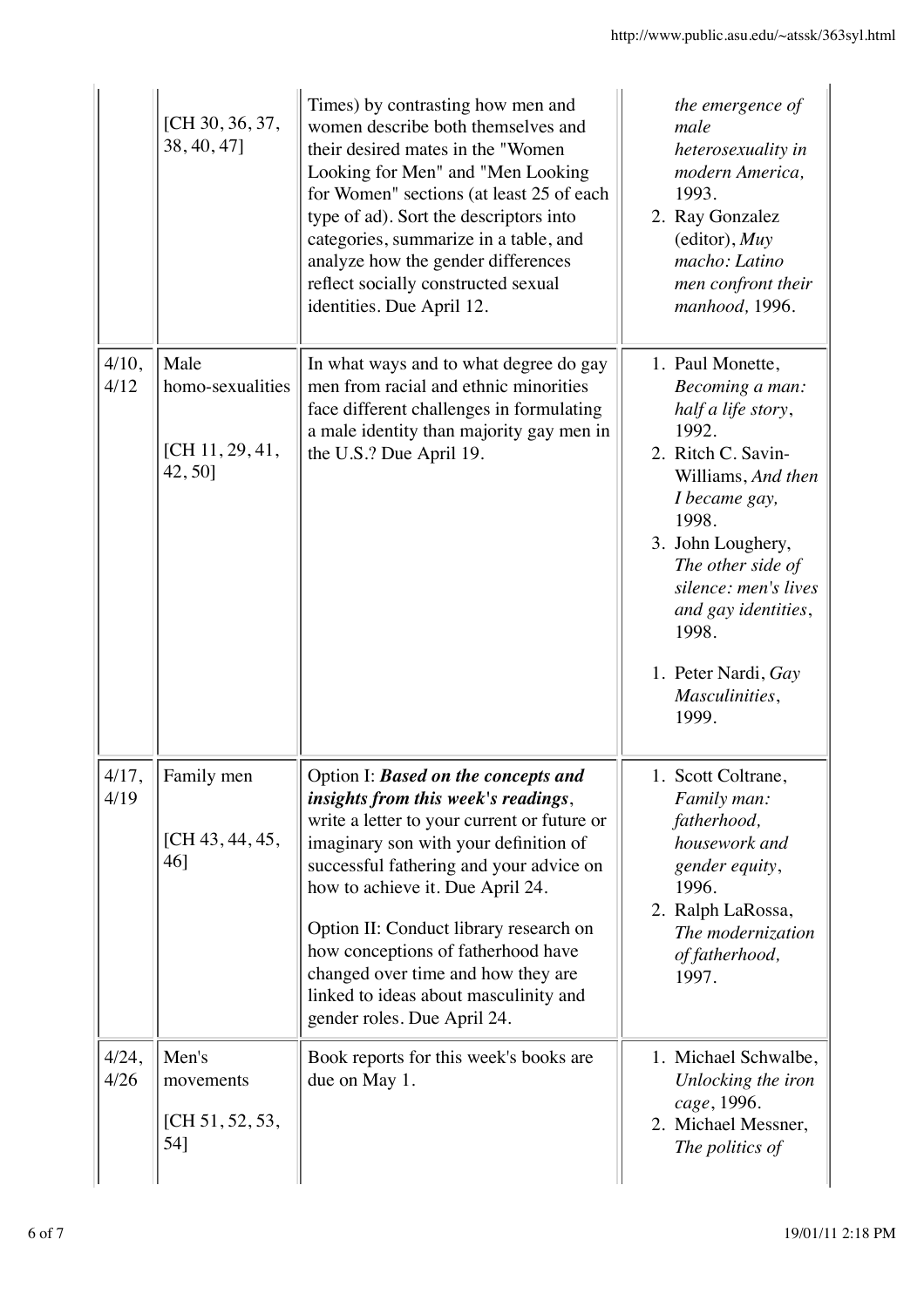|  | [CH 30, 36, 37, 38, 40, 47] | Times) by contrasting how men and women describe both themselves and their desired mates in the "Women Looking for Men" and "Men Looking for Women" sections (at least 25 of each type of ad). Sort the descriptors into categories, summarize in a table, and analyze how the gender differences reflect socially constructed sexual identities. Due April 12. | *the emergence of male heterosexuality in modern America,* 1993.<br>2. Ray Gonzalez (editor), *Muy macho: Latino men confront their manhood,* 1996. |
|---|---|---|---|
| 4/10, 4/12 | Male homo-sexualities<br><br>[CH 11, 29, 41, 42, 50] | In what ways and to what degree do gay men from racial and ethnic minorities face different challenges in formulating a male identity than majority gay men in the U.S.? Due April 19. | 1. Paul Monette, *Becoming a man: half a life story*, 1992.<br>2. Ritch C. Savin-Williams, *And then I became gay,* 1998.<br>3. John Loughery, *The other side of silence: men's lives and gay identities*, 1998.<br><br>1. Peter Nardi, *Gay Masculinities*, 1999. |
| 4/17, 4/19 | Family men<br><br>[CH 43, 44, 45, 46] | Option I: ***Based on the concepts and insights from this week's readings***, write a letter to your current or future or imaginary son with your definition of successful fathering and your advice on how to achieve it. Due April 24.<br><br>Option II: Conduct library research on how conceptions of fatherhood have changed over time and how they are linked to ideas about masculinity and gender roles. Due April 24. | 1. Scott Coltrane, *Family man: fatherhood, housework and gender equity*, 1996.<br>2. Ralph LaRossa, *The modernization of fatherhood,* 1997. |
| 4/24, 4/26 | Men's movements<br><br>[CH 51, 52, 53, 54] | Book reports for this week's books are due on May 1. | 1. Michael Schwalbe, *Unlocking the iron cage*, 1996.<br>2. Michael Messner, *The politics of* |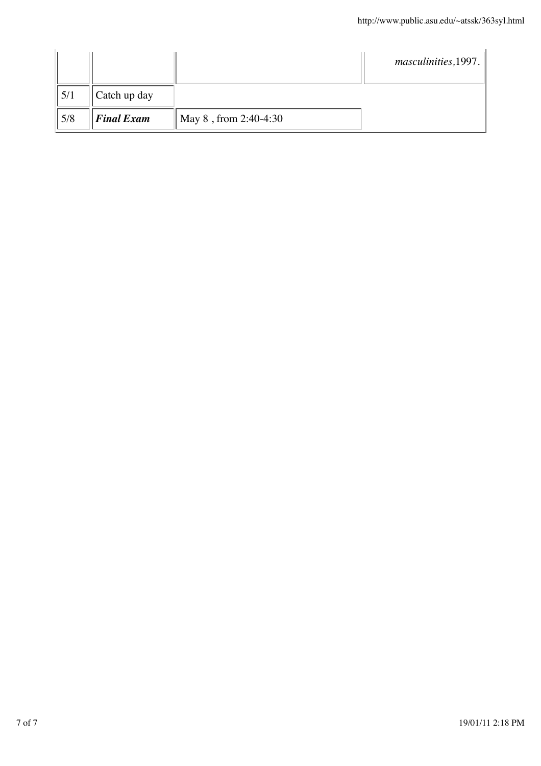| | | | |
|---|---|---|---|
| | | | *masculinities*,1997. |
| 5/1 | Catch up day | | |
| 5/8 | ***Final Exam*** | May 8 , from 2:40-4:30 | |